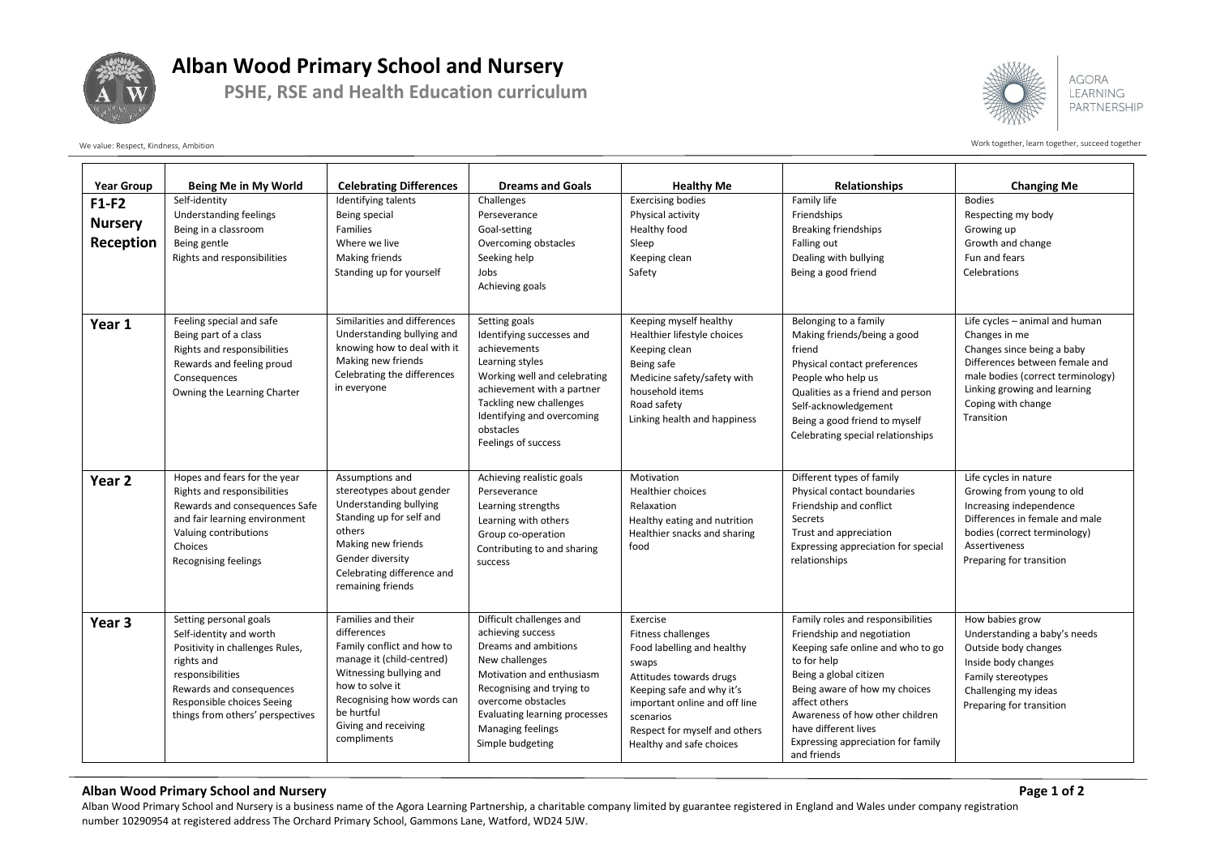# Alban Wood Primary School and Nursery

## PSHE, RSE and Health Education curriculum

AGORA LEARNING PARTNERSHIP

We value: Respect, Kindness, Ambition

Work together, learn together, succeed together

| Year Group | Being Me in My World | Celebrating Differences | Dreams and Goals | Healthy Me | Relationships | Changing Me |
|---|---|---|---|---|---|---|
| **F1-F2 Nursery Reception** | Self-identity<br>Understanding feelings<br>Being in a classroom<br>Being gentle<br>Rights and responsibilities | Identifying talents<br>Being special<br>Families<br>Where we live<br>Making friends<br>Standing up for yourself | Challenges<br>Perseverance<br>Goal-setting<br>Overcoming obstacles<br>Seeking help<br>Jobs<br>Achieving goals | Exercising bodies<br>Physical activity<br>Healthy food<br>Sleep<br>Keeping clean<br>Safety | Family life<br>Friendships<br>Breaking friendships<br>Falling out<br>Dealing with bullying<br>Being a good friend | Bodies<br>Respecting my body<br>Growing up<br>Growth and change<br>Fun and fears<br>Celebrations |
| **Year 1** | Feeling special and safe<br>Being part of a class<br>Rights and responsibilities<br>Rewards and feeling proud<br>Consequences<br>Owning the Learning Charter | Similarities and differences<br>Understanding bullying and knowing how to deal with it<br>Making new friends<br>Celebrating the differences in everyone | Setting goals<br>Identifying successes and achievements<br>Learning styles<br>Working well and celebrating achievement with a partner<br>Tackling new challenges<br>Identifying and overcoming obstacles<br>Feelings of success | Keeping myself healthy<br>Healthier lifestyle choices<br>Keeping clean<br>Being safe<br>Medicine safety/safety with household items<br>Road safety<br>Linking health and happiness | Belonging to a family<br>Making friends/being a good friend<br>Physical contact preferences<br>People who help us<br>Qualities as a friend and person<br>Self-acknowledgement<br>Being a good friend to myself<br>Celebrating special relationships | Life cycles – animal and human<br>Changes in me<br>Changes since being a baby<br>Differences between female and male bodies (correct terminology)<br>Linking growing and learning<br>Coping with change<br>Transition |
| **Year 2** | Hopes and fears for the year<br>Rights and responsibilities<br>Rewards and consequences Safe and fair learning environment<br>Valuing contributions<br>Choices<br>Recognising feelings | Assumptions and stereotypes about gender<br>Understanding bullying<br>Standing up for self and others<br>Making new friends<br>Gender diversity<br>Celebrating difference and remaining friends | Achieving realistic goals<br>Perseverance<br>Learning strengths<br>Learning with others<br>Group co-operation<br>Contributing to and sharing success | Motivation<br>Healthier choices<br>Relaxation<br>Healthy eating and nutrition<br>Healthier snacks and sharing food | Different types of family<br>Physical contact boundaries<br>Friendship and conflict<br>Secrets<br>Trust and appreciation<br>Expressing appreciation for special relationships | Life cycles in nature<br>Growing from young to old<br>Increasing independence<br>Differences in female and male bodies (correct terminology)<br>Assertiveness<br>Preparing for transition |
| **Year 3** | Setting personal goals<br>Self-identity and worth<br>Positivity in challenges Rules, rights and responsibilities<br>Rewards and consequences<br>Responsible choices Seeing things from others' perspectives | Families and their differences<br>Family conflict and how to manage it (child-centred)<br>Witnessing bullying and how to solve it<br>Recognising how words can be hurtful<br>Giving and receiving compliments | Difficult challenges and achieving success<br>Dreams and ambitions<br>New challenges<br>Motivation and enthusiasm<br>Recognising and trying to overcome obstacles<br>Evaluating learning processes<br>Managing feelings<br>Simple budgeting | Exercise<br>Fitness challenges<br>Food labelling and healthy swaps<br>Attitudes towards drugs<br>Keeping safe and why it's important online and off line scenarios<br>Respect for myself and others<br>Healthy and safe choices | Family roles and responsibilities<br>Friendship and negotiation<br>Keeping safe online and who to go to for help<br>Being a global citizen<br>Being aware of how my choices affect others<br>Awareness of how other children have different lives<br>Expressing appreciation for family and friends | How babies grow<br>Understanding a baby's needs<br>Outside body changes<br>Inside body changes<br>Family stereotypes<br>Challenging my ideas<br>Preparing for transition |

Alban Wood Primary School and Nursery is a business name of the Agora Learning Partnership, a charitable company limited by guarantee registered in England and Wales under company registration number 10290954 at registered address The Orchard Primary School, Gammons Lane, Watford, WD24 5JW.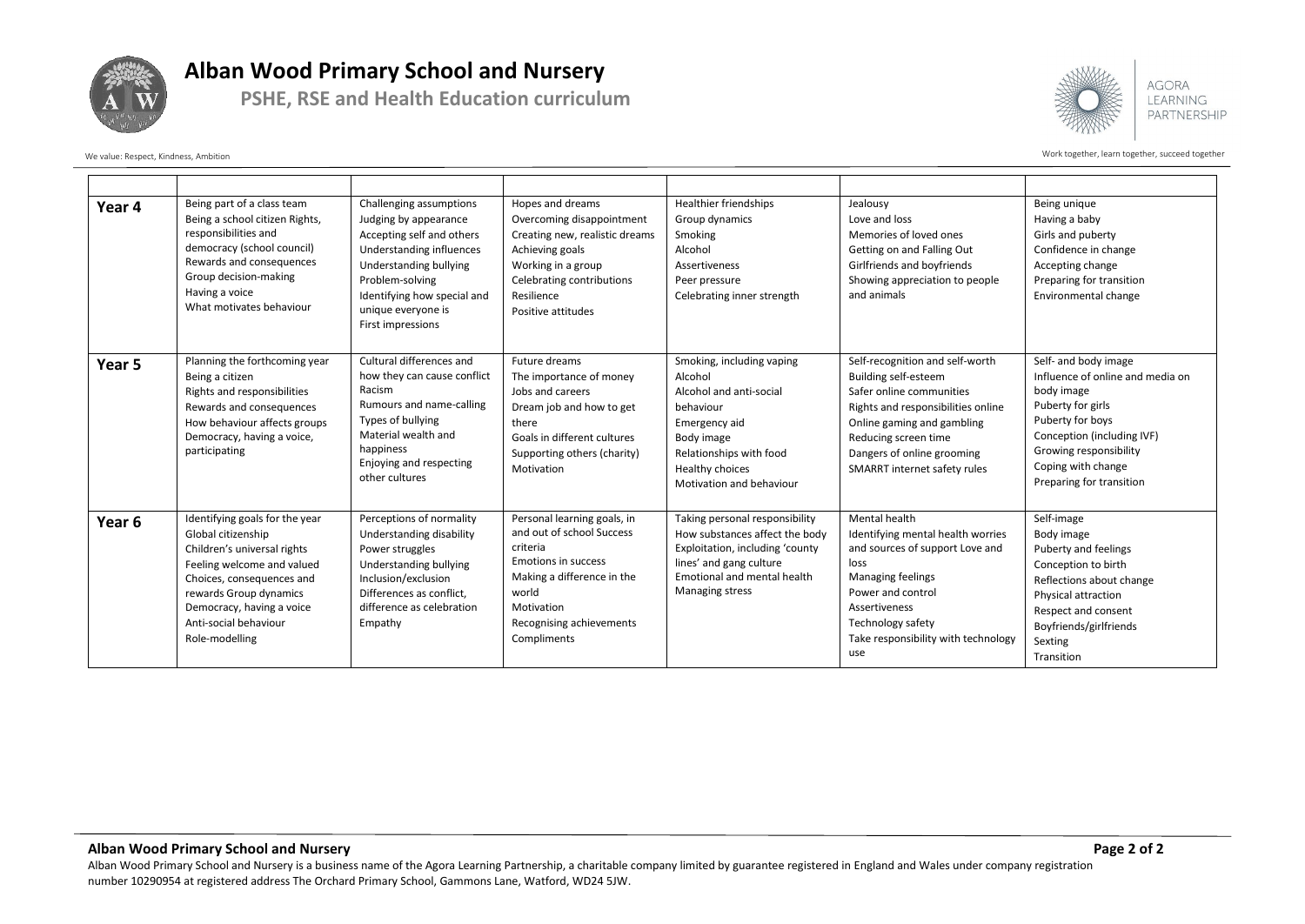# Alban Wood Primary School and Nursery

**PSHE, RSE and Health Education curriculum**

We value: Respect, Kindness, Ambition

Work together, learn together, succeed together

| | | | | | | |
|---|---|---|---|---|---|---|
| **Year 4** | Being part of a class team<br>Being a school citizen Rights, responsibilities and democracy (school council)<br>Rewards and consequences<br>Group decision-making<br>Having a voice<br>What motivates behaviour | Challenging assumptions<br>Judging by appearance<br>Accepting self and others<br>Understanding influences<br>Understanding bullying<br>Problem-solving<br>Identifying how special and unique everyone is<br>First impressions | Hopes and dreams<br>Overcoming disappointment<br>Creating new, realistic dreams<br>Achieving goals<br>Working in a group<br>Celebrating contributions<br>Resilience<br>Positive attitudes | Healthier friendships<br>Group dynamics<br>Smoking<br>Alcohol<br>Assertiveness<br>Peer pressure<br>Celebrating inner strength | Jealousy<br>Love and loss<br>Memories of loved ones<br>Getting on and Falling Out<br>Girlfriends and boyfriends<br>Showing appreciation to people and animals | Being unique<br>Having a baby<br>Girls and puberty<br>Confidence in change<br>Accepting change<br>Preparing for transition<br>Environmental change |
| **Year 5** | Planning the forthcoming year<br>Being a citizen<br>Rights and responsibilities<br>Rewards and consequences<br>How behaviour affects groups<br>Democracy, having a voice, participating | Cultural differences and how they can cause conflict<br>Racism<br>Rumours and name-calling<br>Types of bullying<br>Material wealth and happiness<br>Enjoying and respecting other cultures | Future dreams<br>The importance of money<br>Jobs and careers<br>Dream job and how to get there<br>Goals in different cultures<br>Supporting others (charity)<br>Motivation | Smoking, including vaping<br>Alcohol<br>Alcohol and anti-social behaviour<br>Emergency aid<br>Body image<br>Relationships with food<br>Healthy choices<br>Motivation and behaviour | Self-recognition and self-worth<br>Building self-esteem<br>Safer online communities<br>Rights and responsibilities online<br>Online gaming and gambling<br>Reducing screen time<br>Dangers of online grooming<br>SMARRT internet safety rules | Self- and body image<br>Influence of online and media on body image<br>Puberty for girls<br>Puberty for boys<br>Conception (including IVF)<br>Growing responsibility<br>Coping with change<br>Preparing for transition |
| **Year 6** | Identifying goals for the year<br>Global citizenship<br>Children's universal rights<br>Feeling welcome and valued<br>Choices, consequences and rewards Group dynamics<br>Democracy, having a voice<br>Anti-social behaviour<br>Role-modelling | Perceptions of normality<br>Understanding disability<br>Power struggles<br>Understanding bullying<br>Inclusion/exclusion<br>Differences as conflict, difference as celebration<br>Empathy | Personal learning goals, in and out of school Success criteria<br>Emotions in success<br>Making a difference in the world<br>Motivation<br>Recognising achievements<br>Compliments | Taking personal responsibility<br>How substances affect the body<br>Exploitation, including 'county lines' and gang culture<br>Emotional and mental health<br>Managing stress | Mental health<br>Identifying mental health worries and sources of support Love and loss<br>Managing feelings<br>Power and control<br>Assertiveness<br>Technology safety<br>Take responsibility with technology use | Self-image<br>Body image<br>Puberty and feelings<br>Conception to birth<br>Reflections about change<br>Physical attraction<br>Respect and consent<br>Boyfriends/girlfriends<br>Sexting<br>Transition |

**Alban Wood Primary School and Nursery**

Alban Wood Primary School and Nursery is a business name of the Agora Learning Partnership, a charitable company limited by guarantee registered in England and Wales under company registration number 10290954 at registered address The Orchard Primary School, Gammons Lane, Watford, WD24 5JW.